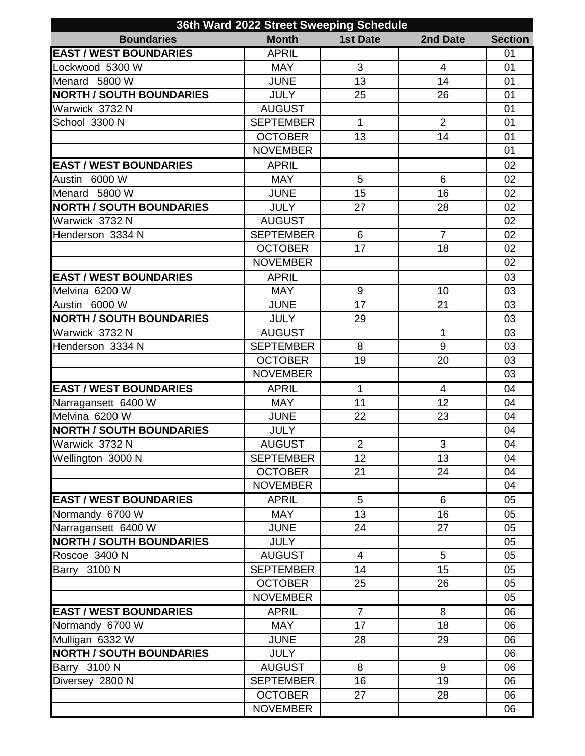| 36th Ward 2022 Street Sweeping Schedule | | | | |
|---|---|---|---|---|
| **Boundaries** | **Month** | **1st Date** | **2nd Date** | **Section** |
| **EAST / WEST BOUNDARIES** | APRIL | | | 01 |
| Lockwood 5300 W | MAY | 3 | 4 | 01 |
| Menard 5800 W | JUNE | 13 | 14 | 01 |
| **NORTH / SOUTH BOUNDARIES** | JULY | 25 | 26 | 01 |
| Warwick 3732 N | AUGUST | | | 01 |
| School 3300 N | SEPTEMBER | 1 | 2 | 01 |
| | OCTOBER | 13 | 14 | 01 |
| | NOVEMBER | | | 01 |
| **EAST / WEST BOUNDARIES** | APRIL | | | 02 |
| Austin 6000 W | MAY | 5 | 6 | 02 |
| Menard 5800 W | JUNE | 15 | 16 | 02 |
| **NORTH / SOUTH BOUNDARIES** | JULY | 27 | 28 | 02 |
| Warwick 3732 N | AUGUST | | | 02 |
| Henderson 3334 N | SEPTEMBER | 6 | 7 | 02 |
| | OCTOBER | 17 | 18 | 02 |
| | NOVEMBER | | | 02 |
| **EAST / WEST BOUNDARIES** | APRIL | | | 03 |
| Melvina 6200 W | MAY | 9 | 10 | 03 |
| Austin 6000 W | JUNE | 17 | 21 | 03 |
| **NORTH / SOUTH BOUNDARIES** | JULY | 29 | | 03 |
| Warwick 3732 N | AUGUST | | 1 | 03 |
| Henderson 3334 N | SEPTEMBER | 8 | 9 | 03 |
| | OCTOBER | 19 | 20 | 03 |
| | NOVEMBER | | | 03 |
| **EAST / WEST BOUNDARIES** | APRIL | 1 | 4 | 04 |
| Narragansett 6400 W | MAY | 11 | 12 | 04 |
| Melvina 6200 W | JUNE | 22 | 23 | 04 |
| **NORTH / SOUTH BOUNDARIES** | JULY | | | 04 |
| Warwick 3732 N | AUGUST | 2 | 3 | 04 |
| Wellington 3000 N | SEPTEMBER | 12 | 13 | 04 |
| | OCTOBER | 21 | 24 | 04 |
| | NOVEMBER | | | 04 |
| **EAST / WEST BOUNDARIES** | APRIL | 5 | 6 | 05 |
| Normandy 6700 W | MAY | 13 | 16 | 05 |
| Narragansett 6400 W | JUNE | 24 | 27 | 05 |
| **NORTH / SOUTH BOUNDARIES** | JULY | | | 05 |
| Roscoe 3400 N | AUGUST | 4 | 5 | 05 |
| Barry 3100 N | SEPTEMBER | 14 | 15 | 05 |
| | OCTOBER | 25 | 26 | 05 |
| | NOVEMBER | | | 05 |
| **EAST / WEST BOUNDARIES** | APRIL | 7 | 8 | 06 |
| Normandy 6700 W | MAY | 17 | 18 | 06 |
| Mulligan 6332 W | JUNE | 28 | 29 | 06 |
| **NORTH / SOUTH BOUNDARIES** | JULY | | | 06 |
| Barry 3100 N | AUGUST | 8 | 9 | 06 |
| Diversey 2800 N | SEPTEMBER | 16 | 19 | 06 |
| | OCTOBER | 27 | 28 | 06 |
| | NOVEMBER | | | 06 |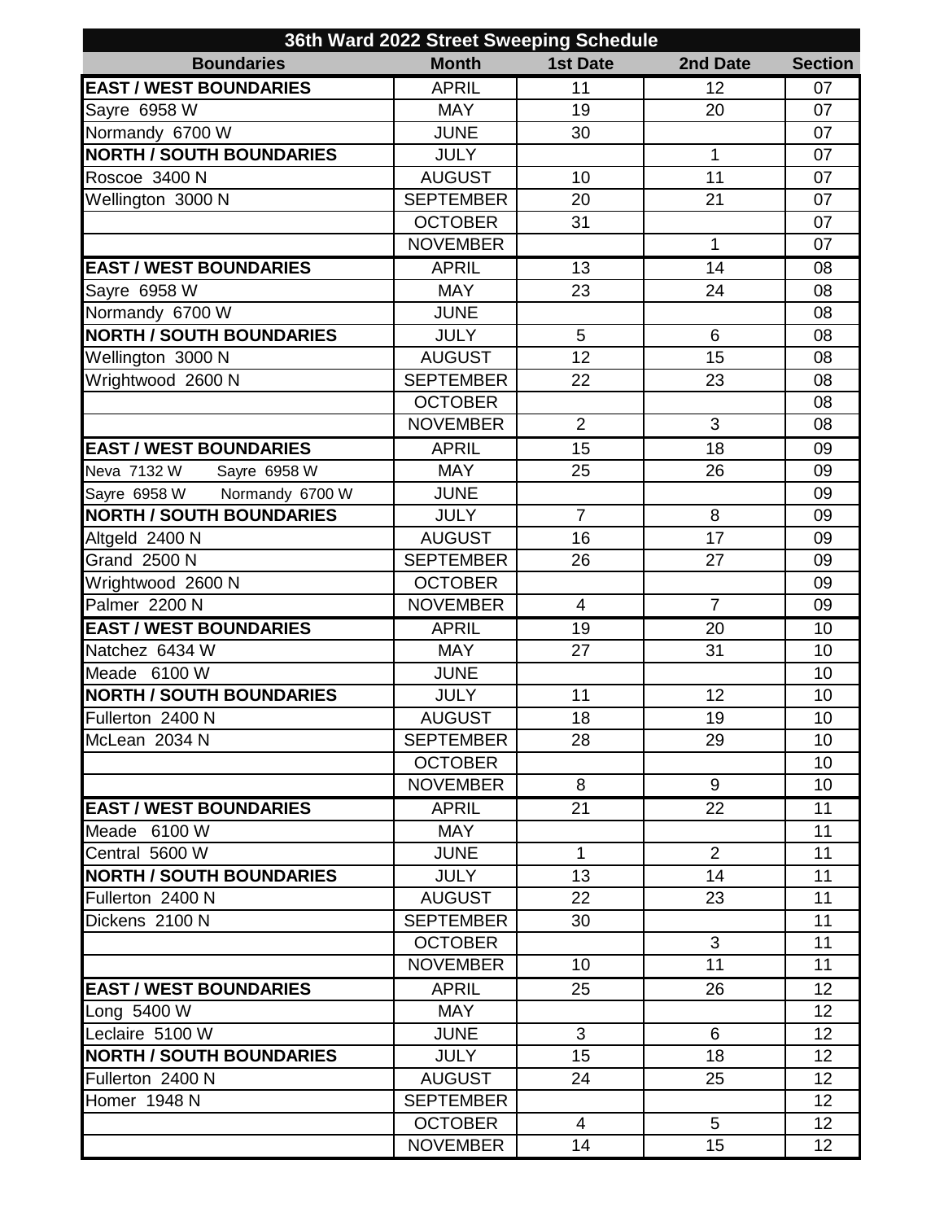| 36th Ward 2022 Street Sweeping Schedule | | | | |
|---|---|---|---|---|
| **Boundaries** | **Month** | **1st Date** | **2nd Date** | **Section** |
| **EAST / WEST BOUNDARIES** | APRIL | 11 | 12 | 07 |
| Sayre 6958 W | MAY | 19 | 20 | 07 |
| Normandy 6700 W | JUNE | 30 | | 07 |
| **NORTH / SOUTH BOUNDARIES** | JULY | | 1 | 07 |
| Roscoe 3400 N | AUGUST | 10 | 11 | 07 |
| Wellington 3000 N | SEPTEMBER | 20 | 21 | 07 |
| | OCTOBER | 31 | | 07 |
| | NOVEMBER | | 1 | 07 |
| **EAST / WEST BOUNDARIES** | APRIL | 13 | 14 | 08 |
| Sayre 6958 W | MAY | 23 | 24 | 08 |
| Normandy 6700 W | JUNE | | | 08 |
| **NORTH / SOUTH BOUNDARIES** | JULY | 5 | 6 | 08 |
| Wellington 3000 N | AUGUST | 12 | 15 | 08 |
| Wrightwood 2600 N | SEPTEMBER | 22 | 23 | 08 |
| | OCTOBER | | | 08 |
| | NOVEMBER | 2 | 3 | 08 |
| **EAST / WEST BOUNDARIES** | APRIL | 15 | 18 | 09 |
| Neva 7132 W Sayre 6958 W | MAY | 25 | 26 | 09 |
| Sayre 6958 W Normandy 6700 W | JUNE | | | 09 |
| **NORTH / SOUTH BOUNDARIES** | JULY | 7 | 8 | 09 |
| Altgeld 2400 N | AUGUST | 16 | 17 | 09 |
| Grand 2500 N | SEPTEMBER | 26 | 27 | 09 |
| Wrightwood 2600 N | OCTOBER | | | 09 |
| Palmer 2200 N | NOVEMBER | 4 | 7 | 09 |
| **EAST / WEST BOUNDARIES** | APRIL | 19 | 20 | 10 |
| Natchez 6434 W | MAY | 27 | 31 | 10 |
| Meade 6100 W | JUNE | | | 10 |
| **NORTH / SOUTH BOUNDARIES** | JULY | 11 | 12 | 10 |
| Fullerton 2400 N | AUGUST | 18 | 19 | 10 |
| McLean 2034 N | SEPTEMBER | 28 | 29 | 10 |
| | OCTOBER | | | 10 |
| | NOVEMBER | 8 | 9 | 10 |
| **EAST / WEST BOUNDARIES** | APRIL | 21 | 22 | 11 |
| Meade 6100 W | MAY | | | 11 |
| Central 5600 W | JUNE | 1 | 2 | 11 |
| **NORTH / SOUTH BOUNDARIES** | JULY | 13 | 14 | 11 |
| Fullerton 2400 N | AUGUST | 22 | 23 | 11 |
| Dickens 2100 N | SEPTEMBER | 30 | | 11 |
| | OCTOBER | | 3 | 11 |
| | NOVEMBER | 10 | 11 | 11 |
| **EAST / WEST BOUNDARIES** | APRIL | 25 | 26 | 12 |
| Long 5400 W | MAY | | | 12 |
| Leclaire 5100 W | JUNE | 3 | 6 | 12 |
| **NORTH / SOUTH BOUNDARIES** | JULY | 15 | 18 | 12 |
| Fullerton 2400 N | AUGUST | 24 | 25 | 12 |
| Homer 1948 N | SEPTEMBER | | | 12 |
| | OCTOBER | 4 | 5 | 12 |
| | NOVEMBER | 14 | 15 | 12 |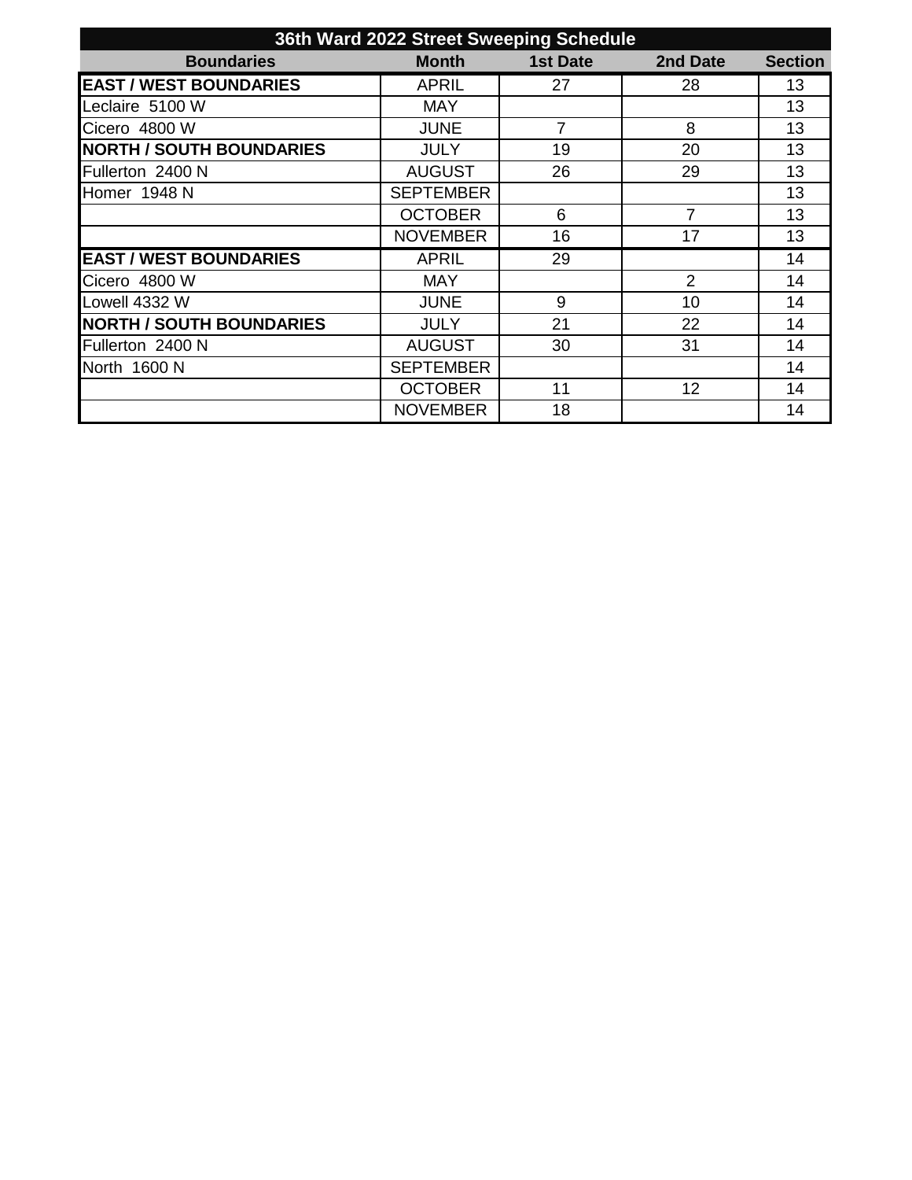| 36th Ward 2022 Street Sweeping Schedule | | | | |
|---|---|---|---|---|
| **Boundaries** | **Month** | **1st Date** | **2nd Date** | **Section** |
| **EAST / WEST BOUNDARIES** | APRIL | 27 | 28 | 13 |
| Leclaire 5100 W | MAY | | | 13 |
| Cicero 4800 W | JUNE | 7 | 8 | 13 |
| **NORTH / SOUTH BOUNDARIES** | JULY | 19 | 20 | 13 |
| Fullerton 2400 N | AUGUST | 26 | 29 | 13 |
| Homer 1948 N | SEPTEMBER | | | 13 |
| | OCTOBER | 6 | 7 | 13 |
| | NOVEMBER | 16 | 17 | 13 |
| **EAST / WEST BOUNDARIES** | APRIL | 29 | | 14 |
| Cicero 4800 W | MAY | | 2 | 14 |
| Lowell 4332 W | JUNE | 9 | 10 | 14 |
| **NORTH / SOUTH BOUNDARIES** | JULY | 21 | 22 | 14 |
| Fullerton 2400 N | AUGUST | 30 | 31 | 14 |
| North 1600 N | SEPTEMBER | | | 14 |
| | OCTOBER | 11 | 12 | 14 |
| | NOVEMBER | 18 | | 14 |